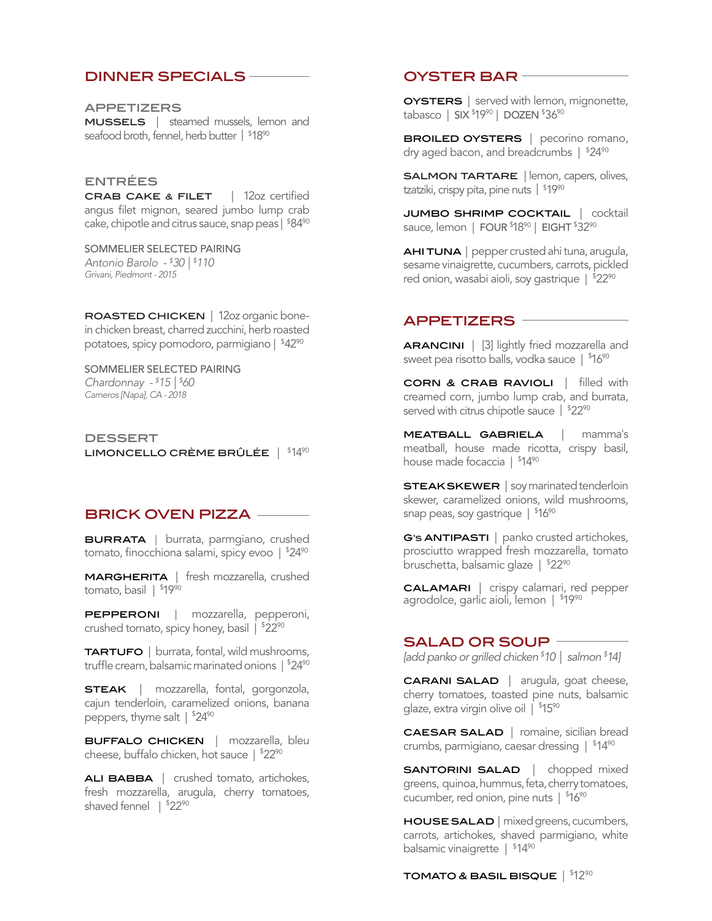## DINNER SPECIALS

### APPETIZERS

**MUSSELS** | steamed mussels, lemon and seafood broth, fennel, herb butter | $18^{90}$

### ENTRÉES

**CRAB CAKE & FILET** | 12oz certified angus filet mignon, seared jumbo lump crab cake, chipotle and citrus sauce, snap peas | $84^{90}$

SOMMELIER SELECTED PAIRING
*Antonio Barolo - $30 | $110*
*Grivani, Piedmont - 2015*

**ROASTED CHICKEN** | 12oz organic bone-in chicken breast, charred zucchini, herb roasted potatoes, spicy pomodoro, parmigiano | $42^{90}$

SOMMELIER SELECTED PAIRING
*Chardonnay - $15 | $60*
*Carneros [Napa], CA - 2018*

### DESSERT

**LIMONCELLO CRÈME BRÛLÉE** | $14^{90}$

## BRICK OVEN PIZZA

**BURRATA** | burrata, parmgiano, crushed tomato, finocchiona salami, spicy evoo | $24^{90}$

**MARGHERITA** | fresh mozzarella, crushed tomato, basil | $19^{90}$

**PEPPERONI** | mozzarella, pepperoni, crushed tomato, spicy honey, basil | $22^{90}$

**TARTUFO** | burrata, fontal, wild mushrooms, truffle cream, balsamic marinated onions | $24^{90}$

**STEAK** | mozzarella, fontal, gorgonzola, cajun tenderloin, caramelized onions, banana peppers, thyme salt | $24^{90}$

**BUFFALO CHICKEN** | mozzarella, bleu cheese, buffalo chicken, hot sauce | $22^{90}$

**ALI BABBA** | crushed tomato, artichokes, fresh mozzarella, arugula, cherry tomatoes, shaved fennel | $22^{90}$

## OYSTER BAR

**OYSTERS** | served with lemon, mignonette, tabasco | SIX $19^{90}$ | DOZEN $36^{90}$

**BROILED OYSTERS** | pecorino romano, dry aged bacon, and breadcrumbs | $24^{90}$

**SALMON TARTARE** | lemon, capers, olives, tzatziki, crispy pita, pine nuts | $19^{90}$

**JUMBO SHRIMP COCKTAIL** | cocktail sauce, lemon | FOUR $18^{90}$ | EIGHT $32^{90}$

**AHI TUNA** | pepper crusted ahi tuna, arugula, sesame vinaigrette, cucumbers, carrots, pickled red onion, wasabi aioli, soy gastrique | $22^{90}$

## APPETIZERS

**ARANCINI** | [3] lightly fried mozzarella and sweet pea risotto balls, vodka sauce | $16^{90}$

**CORN & CRAB RAVIOLI** | filled with creamed corn, jumbo lump crab, and burrata, served with citrus chipotle sauce | $22^{90}$

**MEATBALL GABRIELA** | mamma's meatball, house made ricotta, crispy basil, house made focaccia | $14^{90}$

**STEAK SKEWER** | soy marinated tenderloin skewer, caramelized onions, wild mushrooms, snap peas, soy gastrique | $16^{90}$

**G'S ANTIPASTI** | panko crusted artichokes, prosciutto wrapped fresh mozzarella, tomato bruschetta, balsamic glaze | $22^{90}$

**CALAMARI** | crispy calamari, red pepper agrodolce, garlic aioli, lemon | $19^{90}$

## SALAD OR SOUP

*[add panko or grilled chicken $10 | salmon $14]*

**CARANI SALAD** | arugula, goat cheese, cherry tomatoes, toasted pine nuts, balsamic glaze, extra virgin olive oil | $15^{90}$

**CAESAR SALAD** | romaine, sicilian bread crumbs, parmigiano, caesar dressing | $14^{90}$

**SANTORINI SALAD** | chopped mixed greens, quinoa, hummus, feta, cherry tomatoes, cucumber, red onion, pine nuts | $16^{90}$

**HOUSE SALAD** | mixed greens, cucumbers, carrots, artichokes, shaved parmigiano, white balsamic vinaigrette | $14^{90}$

**TOMATO & BASIL BISQUE** | $12^{90}$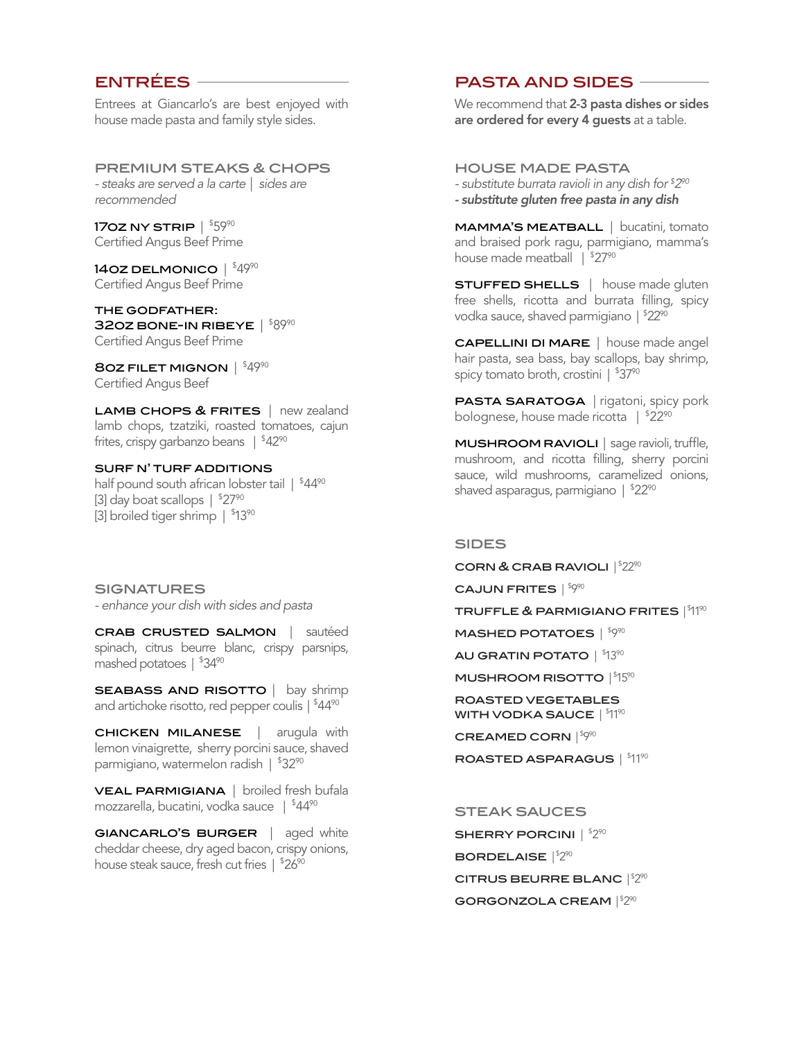## ENTRÉES

Entrees at Giancarlo's are best enjoyed with house made pasta and family style sides.

### PREMIUM STEAKS & CHOPS

*- steaks are served a la carte | sides are recommended*

**17OZ NY STRIP** | $59.90
Certified Angus Beef Prime

**14OZ DELMONICO** | $49.90
Certified Angus Beef Prime

**THE GODFATHER: 32OZ BONE-IN RIBEYE** | $89.90
Certified Angus Beef Prime

**8OZ FILET MIGNON** | $49.90
Certified Angus Beef

**LAMB CHOPS & FRITES** | new zealand lamb chops, tzatziki, roasted tomatoes, cajun frites, crispy garbanzo beans | $42.90

**SURF N' TURF ADDITIONS**
half pound south african lobster tail | $44.90
[3] day boat scallops | $27.90
[3] broiled tiger shrimp | $13.90

### SIGNATURES

*- enhance your dish with sides and pasta*

**CRAB CRUSTED SALMON** | sautéed spinach, citrus beurre blanc, crispy parsnips, mashed potatoes | $34.90

**SEABASS AND RISOTTO** | bay shrimp and artichoke risotto, red pepper coulis | $44.90

**CHICKEN MILANESE** | arugula with lemon vinaigrette, sherry porcini sauce, shaved parmigiano, watermelon radish | $32.90

**VEAL PARMIGIANA** | broiled fresh bufala mozzarella, bucatini, vodka sauce | $44.90

**GIANCARLO'S BURGER** | aged white cheddar cheese, dry aged bacon, crispy onions, house steak sauce, fresh cut fries | $26.90

## PASTA AND SIDES

We recommend that **2-3 pasta dishes or sides are ordered for every 4 guests** at a table.

### HOUSE MADE PASTA

*- substitute burrata ravioli in any dish for $2.90*
***- substitute gluten free pasta in any dish***

**MAMMA'S MEATBALL** | bucatini, tomato and braised pork ragu, parmigiano, mamma's house made meatball | $27.90

**STUFFED SHELLS** | house made gluten free shells, ricotta and burrata filling, spicy vodka sauce, shaved parmigiano | $22.90

**CAPELLINI DI MARE** | house made angel hair pasta, sea bass, bay scallops, bay shrimp, spicy tomato broth, crostini | $37.90

**PASTA SARATOGA** | rigatoni, spicy pork bolognese, house made ricotta | $22.90

**MUSHROOM RAVIOLI** | sage ravioli, truffle, mushroom, and ricotta filling, sherry porcini sauce, wild mushrooms, caramelized onions, shaved asparagus, parmigiano | $22.90

### SIDES

**CORN & CRAB RAVIOLI** | $22.90

**CAJUN FRITES** | $9.90

**TRUFFLE & PARMIGIANO FRITES** | $11.90

**MASHED POTATOES** | $9.90

**AU GRATIN POTATO** | $13.90

**MUSHROOM RISOTTO** | $15.90

**ROASTED VEGETABLES WITH VODKA SAUCE** | $11.90

**CREAMED CORN** | $9.90

**ROASTED ASPARAGUS** | $11.90

### STEAK SAUCES

**SHERRY PORCINI** | $2.90

**BORDELAISE** | $2.90

**CITRUS BEURRE BLANC** | $2.90

**GORGONZOLA CREAM** | $2.90